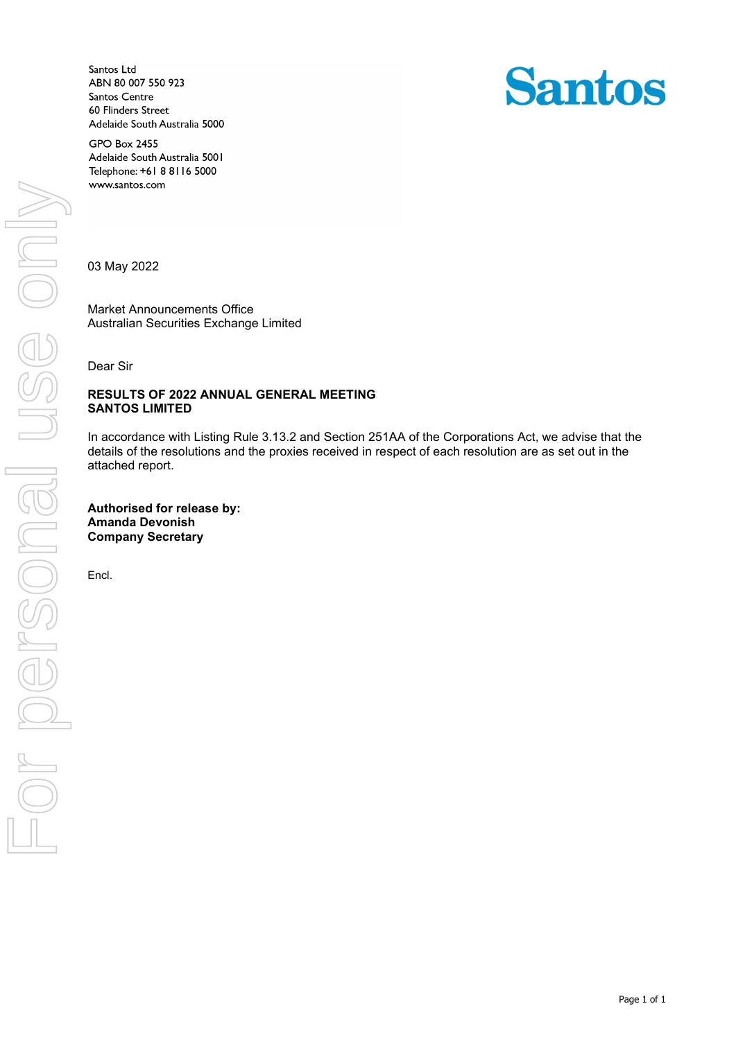Santos Ltd
ABN 80 007 550 923
Santos Centre
60 Flinders Street
Adelaide South Australia 5000

GPO Box 2455
Adelaide South Australia 5001
Telephone: +61 8 8116 5000
www.santos.com

**Santos**

03 May 2022

Market Announcements Office
Australian Securities Exchange Limited

Dear Sir

**RESULTS OF 2022 ANNUAL GENERAL MEETING**
**SANTOS LIMITED**

In accordance with Listing Rule 3.13.2 and Section 251AA of the Corporations Act, we advise that the details of the resolutions and the proxies received in respect of each resolution are as set out in the attached report.

**Authorised for release by:**
**Amanda Devonish**
**Company Secretary**

Encl.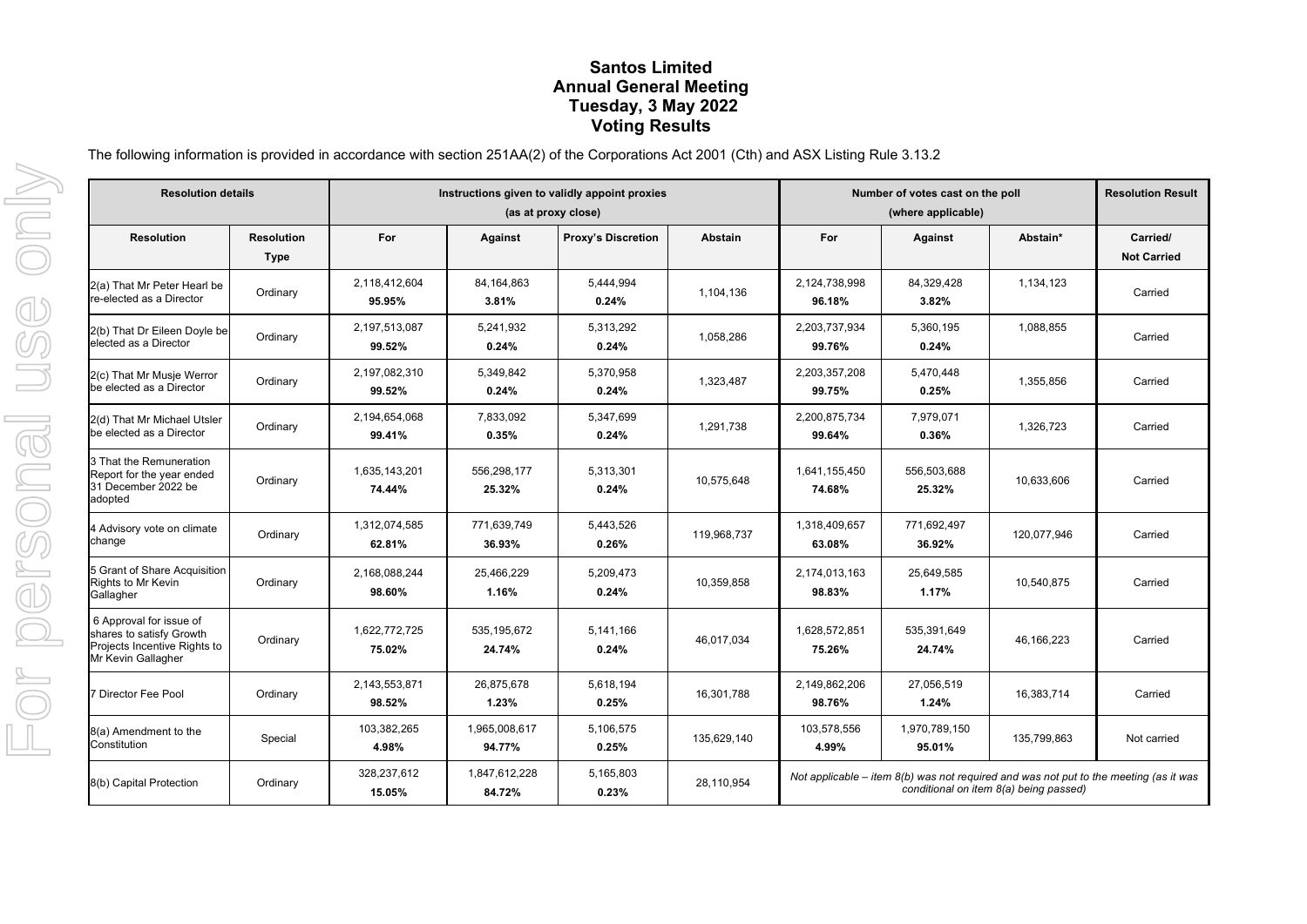**Santos Limited**
**Annual General Meeting**
**Tuesday, 3 May 2022**
**Voting Results**

The following information is provided in accordance with section 251AA(2) of the Corporations Act 2001 (Cth) and ASX Listing Rule 3.13.2

| Resolution details | | Instructions given to validly appoint proxies (as at proxy close) | | | | Number of votes cast on the poll (where applicable) | | | Resolution Result |
|---|---|---|---|---|---|---|---|---|---|
| **Resolution** | **Resolution Type** | **For** | **Against** | **Proxy's Discretion** | **Abstain** | **For** | **Against** | **Abstain*** | **Carried/ Not Carried** |
| 2(a) That Mr Peter Hearl be re-elected as a Director | Ordinary | 2,118,412,604 **95.95%** | 84,164,863 **3.81%** | 5,444,994 **0.24%** | 1,104,136 | 2,124,738,998 **96.18%** | 84,329,428 **3.82%** | 1,134,123 | Carried |
| 2(b) That Dr Eileen Doyle be elected as a Director | Ordinary | 2,197,513,087 **99.52%** | 5,241,932 **0.24%** | 5,313,292 **0.24%** | 1,058,286 | 2,203,737,934 **99.76%** | 5,360,195 **0.24%** | 1,088,855 | Carried |
| 2(c) That Mr Musje Werror be elected as a Director | Ordinary | 2,197,082,310 **99.52%** | 5,349,842 **0.24%** | 5,370,958 **0.24%** | 1,323,487 | 2,203,357,208 **99.75%** | 5,470,448 **0.25%** | 1,355,856 | Carried |
| 2(d) That Mr Michael Utsler be elected as a Director | Ordinary | 2,194,654,068 **99.41%** | 7,833,092 **0.35%** | 5,347,699 **0.24%** | 1,291,738 | 2,200,875,734 **99.64%** | 7,979,071 **0.36%** | 1,326,723 | Carried |
| 3 That the Remuneration Report for the year ended 31 December 2022 be adopted | Ordinary | 1,635,143,201 **74.44%** | 556,298,177 **25.32%** | 5,313,301 **0.24%** | 10,575,648 | 1,641,155,450 **74.68%** | 556,503,688 **25.32%** | 10,633,606 | Carried |
| 4 Advisory vote on climate change | Ordinary | 1,312,074,585 **62.81%** | 771,639,749 **36.93%** | 5,443,526 **0.26%** | 119,968,737 | 1,318,409,657 **63.08%** | 771,692,497 **36.92%** | 120,077,946 | Carried |
| 5 Grant of Share Acquisition Rights to Mr Kevin Gallagher | Ordinary | 2,168,088,244 **98.60%** | 25,466,229 **1.16%** | 5,209,473 **0.24%** | 10,359,858 | 2,174,013,163 **98.83%** | 25,649,585 **1.17%** | 10,540,875 | Carried |
| 6 Approval for issue of shares to satisfy Growth Projects Incentive Rights to Mr Kevin Gallagher | Ordinary | 1,622,772,725 **75.02%** | 535,195,672 **24.74%** | 5,141,166 **0.24%** | 46,017,034 | 1,628,572,851 **75.26%** | 535,391,649 **24.74%** | 46,166,223 | Carried |
| 7 Director Fee Pool | Ordinary | 2,143,553,871 **98.52%** | 26,875,678 **1.23%** | 5,618,194 **0.25%** | 16,301,788 | 2,149,862,206 **98.76%** | 27,056,519 **1.24%** | 16,383,714 | Carried |
| 8(a) Amendment to the Constitution | Special | 103,382,265 **4.98%** | 1,965,008,617 **94.77%** | 5,106,575 **0.25%** | 135,629,140 | 103,578,556 **4.99%** | 1,970,789,150 **95.01%** | 135,799,863 | Not carried |
| 8(b) Capital Protection | Ordinary | 328,237,612 **15.05%** | 1,847,612,228 **84.72%** | 5,165,803 **0.23%** | 28,110,954 | *Not applicable – item 8(b) was not required and was not put to the meeting (as it was conditional on item 8(a) being passed)* | | | |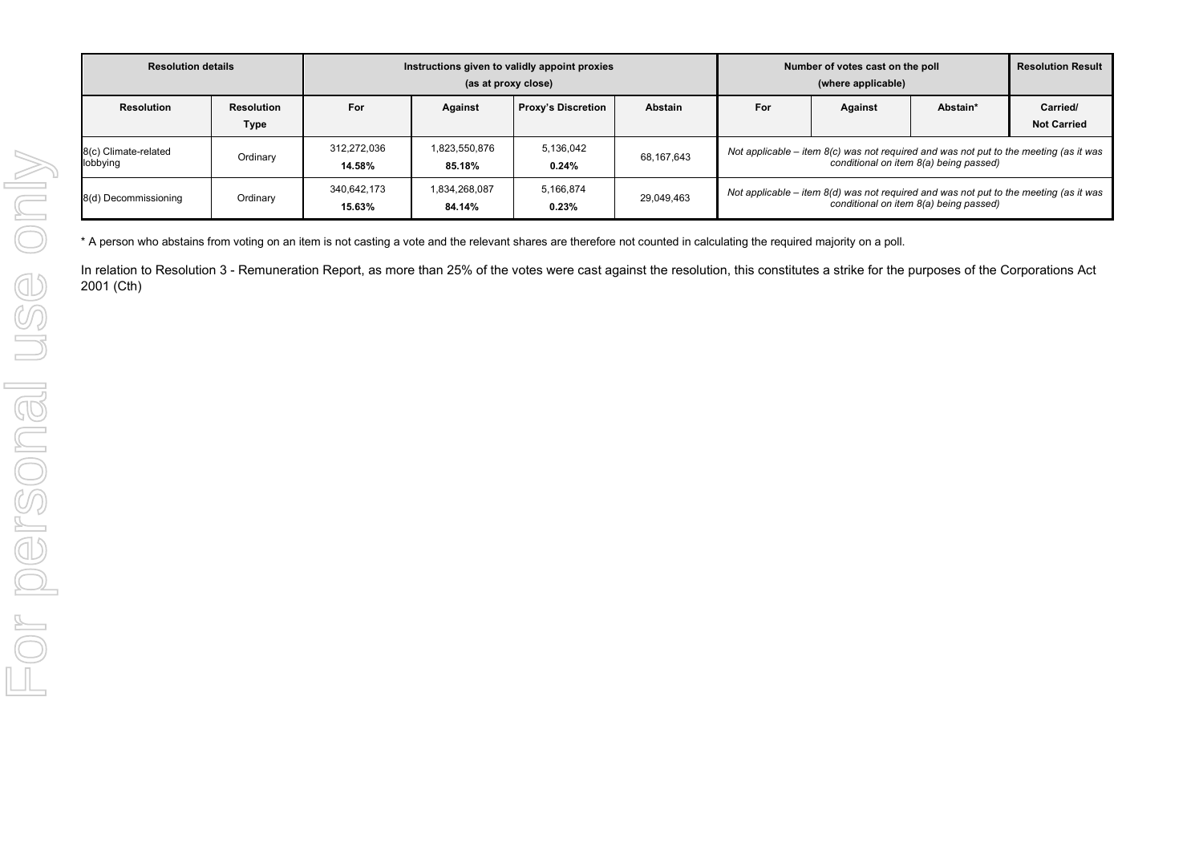| Resolution details | | Instructions given to validly appoint proxies (as at proxy close) | | | | Number of votes cast on the poll (where applicable) | | | Resolution Result |
|---|---|---|---|---|---|---|---|---|---|
| Resolution | Resolution Type | For | Against | Proxy's Discretion | Abstain | For | Against | Abstain* | Carried/ Not Carried |
| 8(c) Climate-related lobbying | Ordinary | 312,272,036 **14.58%** | 1,823,550,876 **85.18%** | 5,136,042 **0.24%** | 68,167,643 | *Not applicable – item 8(c) was not required and was not put to the meeting (as it was conditional on item 8(a) being passed)* | | | |
| 8(d) Decommissioning | Ordinary | 340,642,173 **15.63%** | 1,834,268,087 **84.14%** | 5,166,874 **0.23%** | 29,049,463 | *Not applicable – item 8(d) was not required and was not put to the meeting (as it was conditional on item 8(a) being passed)* | | | |

* A person who abstains from voting on an item is not casting a vote and the relevant shares are therefore not counted in calculating the required majority on a poll.

In relation to Resolution 3 - Remuneration Report, as more than 25% of the votes were cast against the resolution, this constitutes a strike for the purposes of the Corporations Act 2001 (Cth)